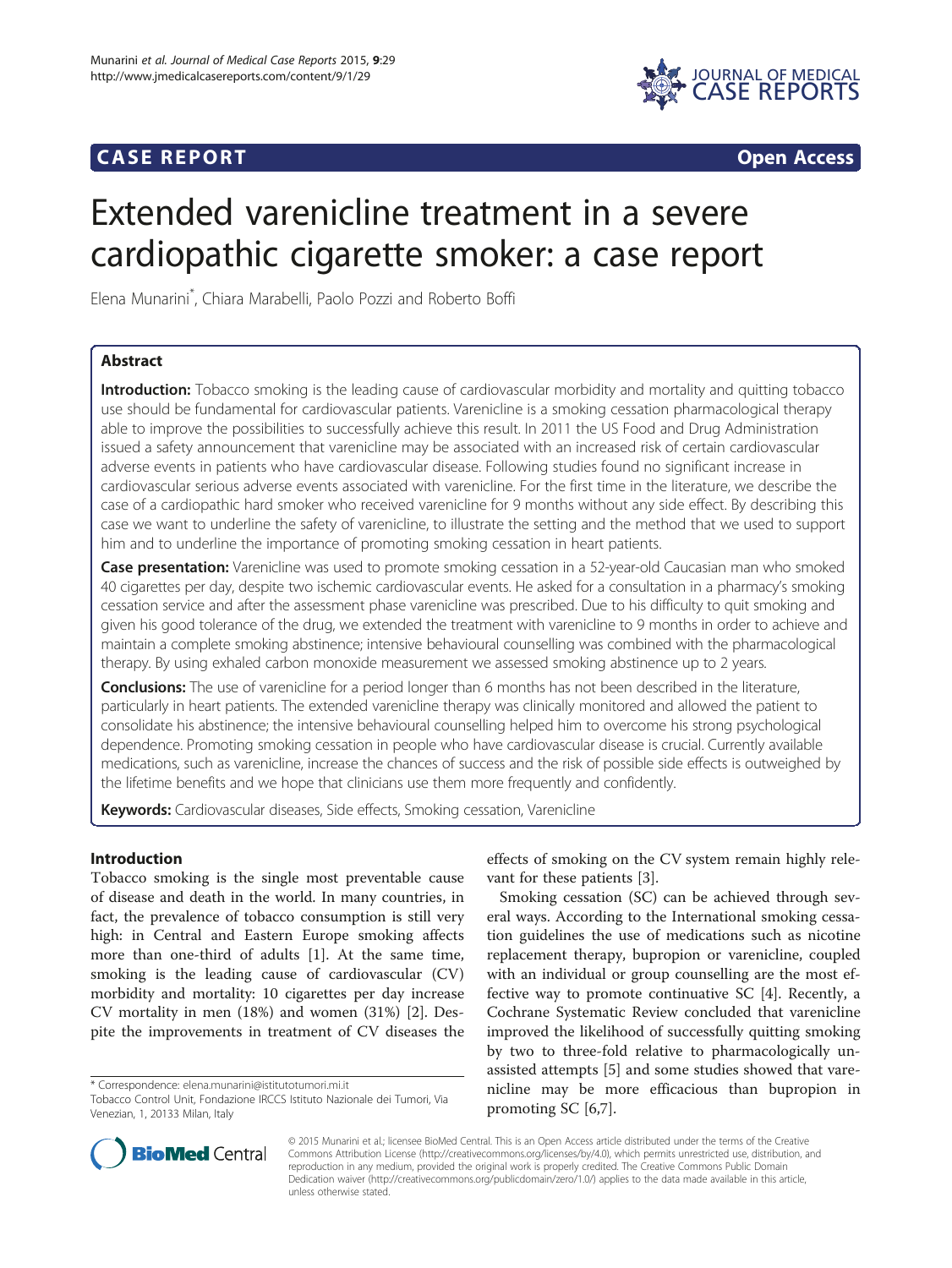**CASE REPORT** **Open Access**

# Extended varenicline treatment in a severe cardiopathic cigarette smoker: a case report

Elena Munarini[*], Chiara Marabelli, Paolo Pozzi and Roberto Boffi

## Abstract

**Introduction:** Tobacco smoking is the leading cause of cardiovascular morbidity and mortality and quitting tobacco use should be fundamental for cardiovascular patients. Varenicline is a smoking cessation pharmacological therapy able to improve the possibilities to successfully achieve this result. In 2011 the US Food and Drug Administration issued a safety announcement that varenicline may be associated with an increased risk of certain cardiovascular adverse events in patients who have cardiovascular disease. Following studies found no significant increase in cardiovascular serious adverse events associated with varenicline. For the first time in the literature, we describe the case of a cardiopathic hard smoker who received varenicline for 9 months without any side effect. By describing this case we want to underline the safety of varenicline, to illustrate the setting and the method that we used to support him and to underline the importance of promoting smoking cessation in heart patients.

**Case presentation:** Varenicline was used to promote smoking cessation in a 52-year-old Caucasian man who smoked 40 cigarettes per day, despite two ischemic cardiovascular events. He asked for a consultation in a pharmacy's smoking cessation service and after the assessment phase varenicline was prescribed. Due to his difficulty to quit smoking and given his good tolerance of the drug, we extended the treatment with varenicline to 9 months in order to achieve and maintain a complete smoking abstinence; intensive behavioural counselling was combined with the pharmacological therapy. By using exhaled carbon monoxide measurement we assessed smoking abstinence up to 2 years.

**Conclusions:** The use of varenicline for a period longer than 6 months has not been described in the literature, particularly in heart patients. The extended varenicline therapy was clinically monitored and allowed the patient to consolidate his abstinence; the intensive behavioural counselling helped him to overcome his strong psychological dependence. Promoting smoking cessation in people who have cardiovascular disease is crucial. Currently available medications, such as varenicline, increase the chances of success and the risk of possible side effects is outweighed by the lifetime benefits and we hope that clinicians use them more frequently and confidently.

**Keywords:** Cardiovascular diseases, Side effects, Smoking cessation, Varenicline

## Introduction

Tobacco smoking is the single most preventable cause of disease and death in the world. In many countries, in fact, the prevalence of tobacco consumption is still very high: in Central and Eastern Europe smoking affects more than one-third of adults [1]. At the same time, smoking is the leading cause of cardiovascular (CV) morbidity and mortality: 10 cigarettes per day increase CV mortality in men (18%) and women (31%) [2]. Despite the improvements in treatment of CV diseases the effects of smoking on the CV system remain highly relevant for these patients [3].

Smoking cessation (SC) can be achieved through several ways. According to the International smoking cessation guidelines the use of medications such as nicotine replacement therapy, bupropion or varenicline, coupled with an individual or group counselling are the most effective way to promote continuative SC [4]. Recently, a Cochrane Systematic Review concluded that varenicline improved the likelihood of successfully quitting smoking by two to three-fold relative to pharmacologically unassisted attempts [5] and some studies showed that varenicline may be more efficacious than bupropion in promoting SC [6,7].

\* Correspondence: elena.munarini@istitutotumori.mi.it
Tobacco Control Unit, Fondazione IRCCS Istituto Nazionale dei Tumori, Via Venezian, 1, 20133 Milan, Italy

© 2015 Munarini et al.; licensee BioMed Central. This is an Open Access article distributed under the terms of the Creative Commons Attribution License (http://creativecommons.org/licenses/by/4.0), which permits unrestricted use, distribution, and reproduction in any medium, provided the original work is properly credited. The Creative Commons Public Domain Dedication waiver (http://creativecommons.org/publicdomain/zero/1.0/) applies to the data made available in this article, unless otherwise stated.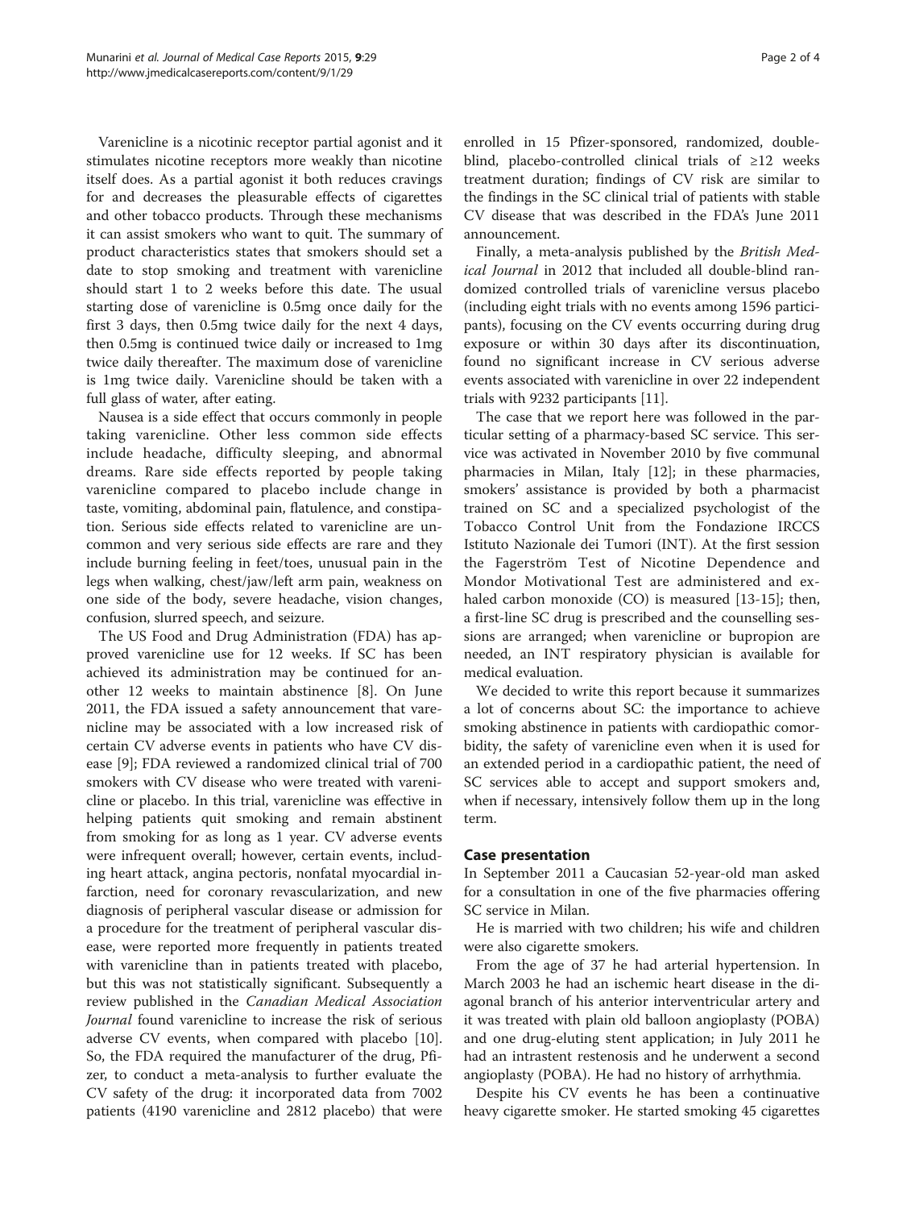Varenicline is a nicotinic receptor partial agonist and it stimulates nicotine receptors more weakly than nicotine itself does. As a partial agonist it both reduces cravings for and decreases the pleasurable effects of cigarettes and other tobacco products. Through these mechanisms it can assist smokers who want to quit. The summary of product characteristics states that smokers should set a date to stop smoking and treatment with varenicline should start 1 to 2 weeks before this date. The usual starting dose of varenicline is 0.5mg once daily for the first 3 days, then 0.5mg twice daily for the next 4 days, then 0.5mg is continued twice daily or increased to 1mg twice daily thereafter. The maximum dose of varenicline is 1mg twice daily. Varenicline should be taken with a full glass of water, after eating.

Nausea is a side effect that occurs commonly in people taking varenicline. Other less common side effects include headache, difficulty sleeping, and abnormal dreams. Rare side effects reported by people taking varenicline compared to placebo include change in taste, vomiting, abdominal pain, flatulence, and constipation. Serious side effects related to varenicline are uncommon and very serious side effects are rare and they include burning feeling in feet/toes, unusual pain in the legs when walking, chest/jaw/left arm pain, weakness on one side of the body, severe headache, vision changes, confusion, slurred speech, and seizure.

The US Food and Drug Administration (FDA) has approved varenicline use for 12 weeks. If SC has been achieved its administration may be continued for another 12 weeks to maintain abstinence [8]. On June 2011, the FDA issued a safety announcement that varenicline may be associated with a low increased risk of certain CV adverse events in patients who have CV disease [9]; FDA reviewed a randomized clinical trial of 700 smokers with CV disease who were treated with varenicline or placebo. In this trial, varenicline was effective in helping patients quit smoking and remain abstinent from smoking for as long as 1 year. CV adverse events were infrequent overall; however, certain events, including heart attack, angina pectoris, nonfatal myocardial infarction, need for coronary revascularization, and new diagnosis of peripheral vascular disease or admission for a procedure for the treatment of peripheral vascular disease, were reported more frequently in patients treated with varenicline than in patients treated with placebo, but this was not statistically significant. Subsequently a review published in the *Canadian Medical Association Journal* found varenicline to increase the risk of serious adverse CV events, when compared with placebo [10]. So, the FDA required the manufacturer of the drug, Pfizer, to conduct a meta-analysis to further evaluate the CV safety of the drug: it incorporated data from 7002 patients (4190 varenicline and 2812 placebo) that were enrolled in 15 Pfizer-sponsored, randomized, double-blind, placebo-controlled clinical trials of ≥12 weeks treatment duration; findings of CV risk are similar to the findings in the SC clinical trial of patients with stable CV disease that was described in the FDA's June 2011 announcement.

Finally, a meta-analysis published by the *British Medical Journal* in 2012 that included all double-blind randomized controlled trials of varenicline versus placebo (including eight trials with no events among 1596 participants), focusing on the CV events occurring during drug exposure or within 30 days after its discontinuation, found no significant increase in CV serious adverse events associated with varenicline in over 22 independent trials with 9232 participants [11].

The case that we report here was followed in the particular setting of a pharmacy-based SC service. This service was activated in November 2010 by five communal pharmacies in Milan, Italy [12]; in these pharmacies, smokers' assistance is provided by both a pharmacist trained on SC and a specialized psychologist of the Tobacco Control Unit from the Fondazione IRCCS Istituto Nazionale dei Tumori (INT). At the first session the Fagerström Test of Nicotine Dependence and Mondor Motivational Test are administered and exhaled carbon monoxide (CO) is measured [13-15]; then, a first-line SC drug is prescribed and the counselling sessions are arranged; when varenicline or bupropion are needed, an INT respiratory physician is available for medical evaluation.

We decided to write this report because it summarizes a lot of concerns about SC: the importance to achieve smoking abstinence in patients with cardiopathic comorbidity, the safety of varenicline even when it is used for an extended period in a cardiopathic patient, the need of SC services able to accept and support smokers and, when if necessary, intensively follow them up in the long term.

## Case presentation

In September 2011 a Caucasian 52-year-old man asked for a consultation in one of the five pharmacies offering SC service in Milan.

He is married with two children; his wife and children were also cigarette smokers.

From the age of 37 he had arterial hypertension. In March 2003 he had an ischemic heart disease in the diagonal branch of his anterior interventricular artery and it was treated with plain old balloon angioplasty (POBA) and one drug-eluting stent application; in July 2011 he had an intrastent restenosis and he underwent a second angioplasty (POBA). He had no history of arrhythmia.

Despite his CV events he has been a continuative heavy cigarette smoker. He started smoking 45 cigarettes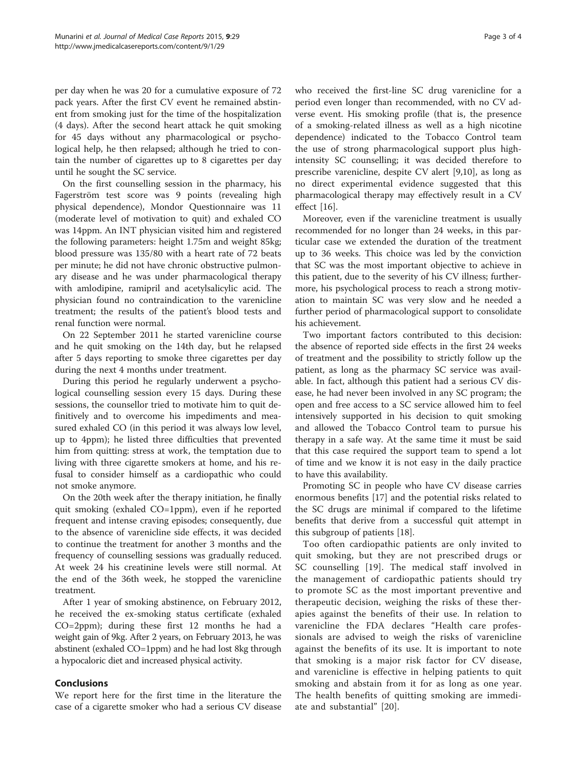per day when he was 20 for a cumulative exposure of 72 pack years. After the first CV event he remained abstinent from smoking just for the time of the hospitalization (4 days). After the second heart attack he quit smoking for 45 days without any pharmacological or psychological help, he then relapsed; although he tried to contain the number of cigarettes up to 8 cigarettes per day until he sought the SC service.

On the first counselling session in the pharmacy, his Fagerström test score was 9 points (revealing high physical dependence), Mondor Questionnaire was 11 (moderate level of motivation to quit) and exhaled CO was 14ppm. An INT physician visited him and registered the following parameters: height 1.75m and weight 85kg; blood pressure was 135/80 with a heart rate of 72 beats per minute; he did not have chronic obstructive pulmonary disease and he was under pharmacological therapy with amlodipine, ramipril and acetylsalicylic acid. The physician found no contraindication to the varenicline treatment; the results of the patient's blood tests and renal function were normal.

On 22 September 2011 he started varenicline course and he quit smoking on the 14th day, but he relapsed after 5 days reporting to smoke three cigarettes per day during the next 4 months under treatment.

During this period he regularly underwent a psychological counselling session every 15 days. During these sessions, the counsellor tried to motivate him to quit definitively and to overcome his impediments and measured exhaled CO (in this period it was always low level, up to 4ppm); he listed three difficulties that prevented him from quitting: stress at work, the temptation due to living with three cigarette smokers at home, and his refusal to consider himself as a cardiopathic who could not smoke anymore.

On the 20th week after the therapy initiation, he finally quit smoking (exhaled CO=1ppm), even if he reported frequent and intense craving episodes; consequently, due to the absence of varenicline side effects, it was decided to continue the treatment for another 3 months and the frequency of counselling sessions was gradually reduced. At week 24 his creatinine levels were still normal. At the end of the 36th week, he stopped the varenicline treatment.

After 1 year of smoking abstinence, on February 2012, he received the ex-smoking status certificate (exhaled CO=2ppm); during these first 12 months he had a weight gain of 9kg. After 2 years, on February 2013, he was abstinent (exhaled CO=1ppm) and he had lost 8kg through a hypocaloric diet and increased physical activity.

## Conclusions

We report here for the first time in the literature the case of a cigarette smoker who had a serious CV disease who received the first-line SC drug varenicline for a period even longer than recommended, with no CV adverse event. His smoking profile (that is, the presence of a smoking-related illness as well as a high nicotine dependence) indicated to the Tobacco Control team the use of strong pharmacological support plus high-intensity SC counselling; it was decided therefore to prescribe varenicline, despite CV alert [9,10], as long as no direct experimental evidence suggested that this pharmacological therapy may effectively result in a CV effect [16].

Moreover, even if the varenicline treatment is usually recommended for no longer than 24 weeks, in this particular case we extended the duration of the treatment up to 36 weeks. This choice was led by the conviction that SC was the most important objective to achieve in this patient, due to the severity of his CV illness; furthermore, his psychological process to reach a strong motivation to maintain SC was very slow and he needed a further period of pharmacological support to consolidate his achievement.

Two important factors contributed to this decision: the absence of reported side effects in the first 24 weeks of treatment and the possibility to strictly follow up the patient, as long as the pharmacy SC service was available. In fact, although this patient had a serious CV disease, he had never been involved in any SC program; the open and free access to a SC service allowed him to feel intensively supported in his decision to quit smoking and allowed the Tobacco Control team to pursue his therapy in a safe way. At the same time it must be said that this case required the support team to spend a lot of time and we know it is not easy in the daily practice to have this availability.

Promoting SC in people who have CV disease carries enormous benefits [17] and the potential risks related to the SC drugs are minimal if compared to the lifetime benefits that derive from a successful quit attempt in this subgroup of patients [18].

Too often cardiopathic patients are only invited to quit smoking, but they are not prescribed drugs or SC counselling [19]. The medical staff involved in the management of cardiopathic patients should try to promote SC as the most important preventive and therapeutic decision, weighing the risks of these therapies against the benefits of their use. In relation to varenicline the FDA declares "Health care professionals are advised to weigh the risks of varenicline against the benefits of its use. It is important to note that smoking is a major risk factor for CV disease, and varenicline is effective in helping patients to quit smoking and abstain from it for as long as one year. The health benefits of quitting smoking are immediate and substantial" [20].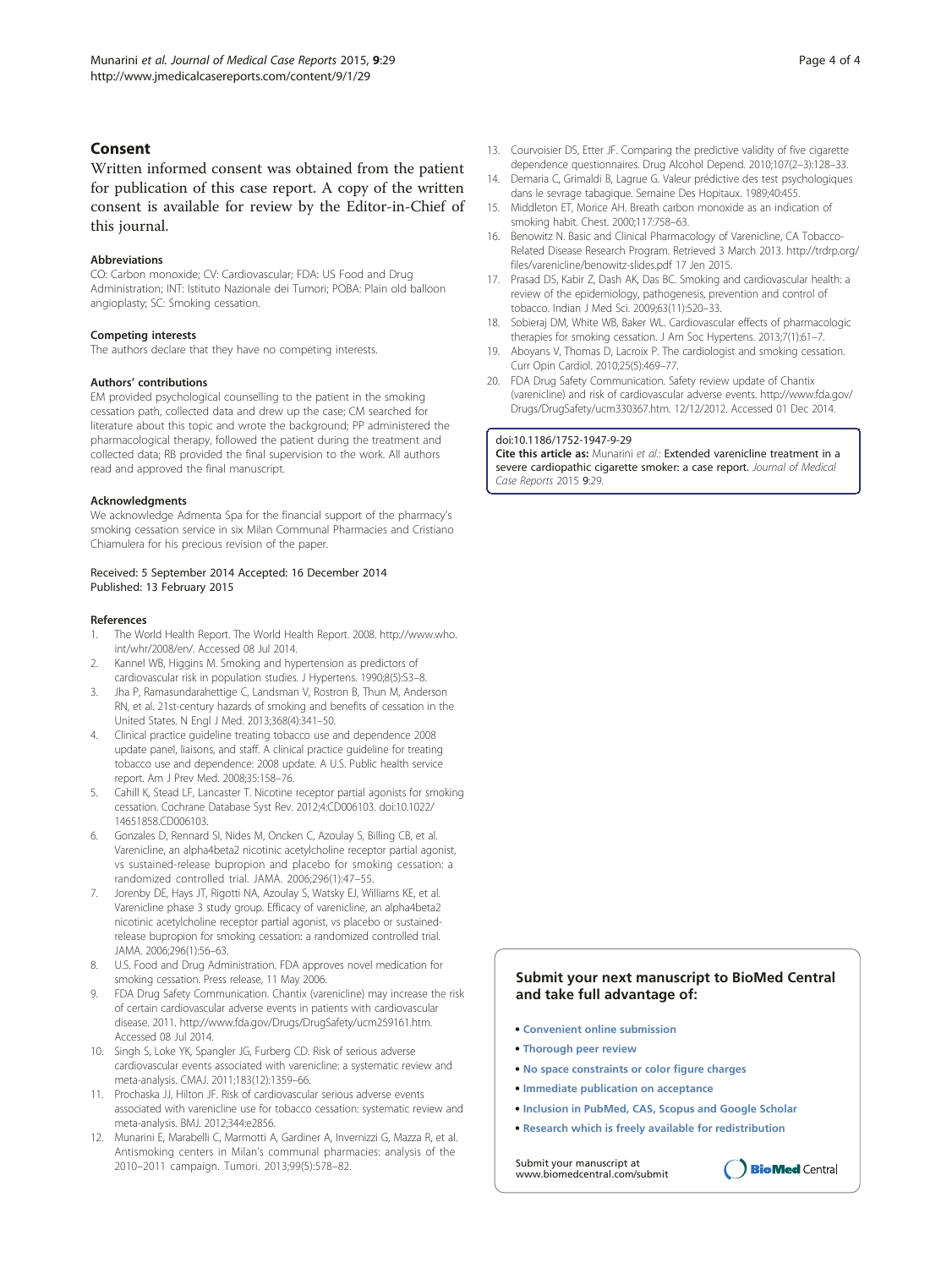## Consent

Written informed consent was obtained from the patient for publication of this case report. A copy of the written consent is available for review by the Editor-in-Chief of this journal.

### Abbreviations

CO: Carbon monoxide; CV: Cardiovascular; FDA: US Food and Drug Administration; INT: Istituto Nazionale dei Tumori; POBA: Plain old balloon angioplasty; SC: Smoking cessation.

### Competing interests

The authors declare that they have no competing interests.

### Authors' contributions

EM provided psychological counselling to the patient in the smoking cessation path, collected data and drew up the case; CM searched for literature about this topic and wrote the background; PP administered the pharmacological therapy, followed the patient during the treatment and collected data; RB provided the final supervision to the work. All authors read and approved the final manuscript.

### Acknowledgments

We acknowledge Admenta Spa for the financial support of the pharmacy's smoking cessation service in six Milan Communal Pharmacies and Cristiano Chiamulera for his precious revision of the paper.

Received: 5 September 2014 Accepted: 16 December 2014
Published: 13 February 2015

### References

1. The World Health Report. The World Health Report. 2008. http://www.who.int/whr/2008/en/. Accessed 08 Jul 2014.
2. Kannel WB, Higgins M. Smoking and hypertension as predictors of cardiovascular risk in population studies. J Hypertens. 1990;8(5):S3–8.
3. Jha P, Ramasundarahettige C, Landsman V, Rostron B, Thun M, Anderson RN, et al. 21st-century hazards of smoking and benefits of cessation in the United States. N Engl J Med. 2013;368(4):341–50.
4. Clinical practice guideline treating tobacco use and dependence 2008 update panel, liaisons, and staff. A clinical practice guideline for treating tobacco use and dependence: 2008 update. A U.S. Public health service report. Am J Prev Med. 2008;35:158–76.
5. Cahill K, Stead LF, Lancaster T. Nicotine receptor partial agonists for smoking cessation. Cochrane Database Syst Rev. 2012;4:CD006103. doi:10.1022/14651858.CD006103.
6. Gonzales D, Rennard SI, Nides M, Oncken C, Azoulay S, Billing CB, et al. Varenicline, an alpha4beta2 nicotinic acetylcholine receptor partial agonist, vs sustained-release bupropion and placebo for smoking cessation: a randomized controlled trial. JAMA. 2006;296(1):47–55.
7. Jorenby DE, Hays JT, Rigotti NA, Azoulay S, Watsky EJ, Williams KE, et al. Varenicline phase 3 study group. Efficacy of varenicline, an alpha4beta2 nicotinic acetylcholine receptor partial agonist, vs placebo or sustained-release bupropion for smoking cessation: a randomized controlled trial. JAMA. 2006;296(1):56–63.
8. U.S. Food and Drug Administration. FDA approves novel medication for smoking cessation. Press release, 11 May 2006.
9. FDA Drug Safety Communication. Chantix (varenicline) may increase the risk of certain cardiovascular adverse events in patients with cardiovascular disease. 2011. http://www.fda.gov/Drugs/DrugSafety/ucm259161.htm. Accessed 08 Jul 2014.
10. Singh S, Loke YK, Spangler JG, Furberg CD. Risk of serious adverse cardiovascular events associated with varenicline: a systematic review and meta-analysis. CMAJ. 2011;183(12):1359–66.
11. Prochaska JJ, Hilton JF. Risk of cardiovascular serious adverse events associated with varenicline use for tobacco cessation: systematic review and meta-analysis. BMJ. 2012;344:e2856.
12. Munarini E, Marabelli C, Marmotti A, Gardiner A, Invernizzi G, Mazza R, et al. Antismoking centers in Milan's communal pharmacies: analysis of the 2010–2011 campaign. Tumori. 2013;99(5):578–82.
13. Courvoisier DS, Etter JF. Comparing the predictive validity of five cigarette dependence questionnaires. Drug Alcohol Depend. 2010;107(2–3):128–33.
14. Demaria C, Grimaldi B, Lagrue G. Valeur prédictive des test psychologiques dans le sevrage tabagique. Semaine Des Hopitaux. 1989;40:455.
15. Middleton ET, Morice AH. Breath carbon monoxide as an indication of smoking habit. Chest. 2000;117:758–63.
16. Benowitz N. Basic and Clinical Pharmacology of Varenicline, CA Tobacco-Related Disease Research Program. Retrieved 3 March 2013. http://trdrp.org/files/varenicline/benowitz-slides.pdf 17 Jen 2015.
17. Prasad DS, Kabir Z, Dash AK, Das BC. Smoking and cardiovascular health: a review of the epidemiology, pathogenesis, prevention and control of tobacco. Indian J Med Sci. 2009;63(11):520–33.
18. Sobieraj DM, White WB, Baker WL. Cardiovascular effects of pharmacologic therapies for smoking cessation. J Am Soc Hypertens. 2013;7(1):61–7.
19. Aboyans V, Thomas D, Lacroix P. The cardiologist and smoking cessation. Curr Opin Cardiol. 2010;25(5):469–77.
20. FDA Drug Safety Communication. Safety review update of Chantix (varenicline) and risk of cardiovascular adverse events. http://www.fda.gov/Drugs/DrugSafety/ucm330367.htm. 12/12/2012. Accessed 01 Dec 2014.

doi:10.1186/1752-1947-9-29
**Cite this article as:** Munarini *et al.*: Extended varenicline treatment in a severe cardiopathic cigarette smoker: a case report. *Journal of Medical Case Reports* 2015 **9**:29.

**Submit your next manuscript to BioMed Central and take full advantage of:**

- Convenient online submission
- Thorough peer review
- No space constraints or color figure charges
- Immediate publication on acceptance
- Inclusion in PubMed, CAS, Scopus and Google Scholar
- Research which is freely available for redistribution

Submit your manuscript at www.biomedcentral.com/submit

BioMed Central